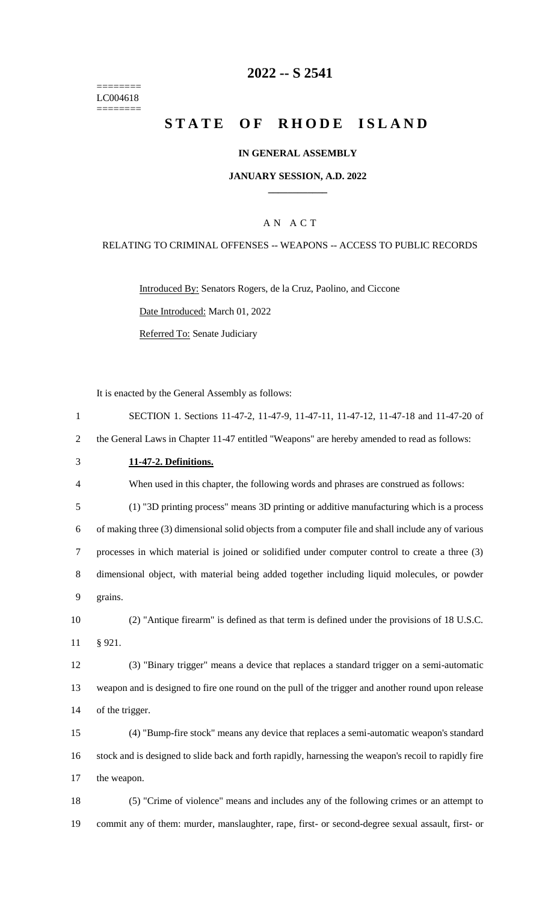========
LC004618
========

# 2022 -- S 2541

# STATE OF RHODE ISLAND

### IN GENERAL ASSEMBLY

### JANUARY SESSION, A.D. 2022

A N A C T

RELATING TO CRIMINAL OFFENSES -- WEAPONS -- ACCESS TO PUBLIC RECORDS

Introduced By: Senators Rogers, de la Cruz, Paolino, and Ciccone

Date Introduced: March 01, 2022

Referred To: Senate Judiciary

It is enacted by the General Assembly as follows:

SECTION 1. Sections 11-47-2, 11-47-9, 11-47-11, 11-47-12, 11-47-18 and 11-47-20 of the General Laws in Chapter 11-47 entitled "Weapons" are hereby amended to read as follows:

**11-47-2. Definitions.**

When used in this chapter, the following words and phrases are construed as follows:

(1) "3D printing process" means 3D printing or additive manufacturing which is a process of making three (3) dimensional solid objects from a computer file and shall include any of various processes in which material is joined or solidified under computer control to create a three (3) dimensional object, with material being added together including liquid molecules, or powder grains.

(2) "Antique firearm" is defined as that term is defined under the provisions of 18 U.S.C. § 921.

(3) "Binary trigger" means a device that replaces a standard trigger on a semi-automatic weapon and is designed to fire one round on the pull of the trigger and another round upon release of the trigger.

(4) "Bump-fire stock" means any device that replaces a semi-automatic weapon's standard stock and is designed to slide back and forth rapidly, harnessing the weapon's recoil to rapidly fire the weapon.

(5) "Crime of violence" means and includes any of the following crimes or an attempt to commit any of them: murder, manslaughter, rape, first- or second-degree sexual assault, first- or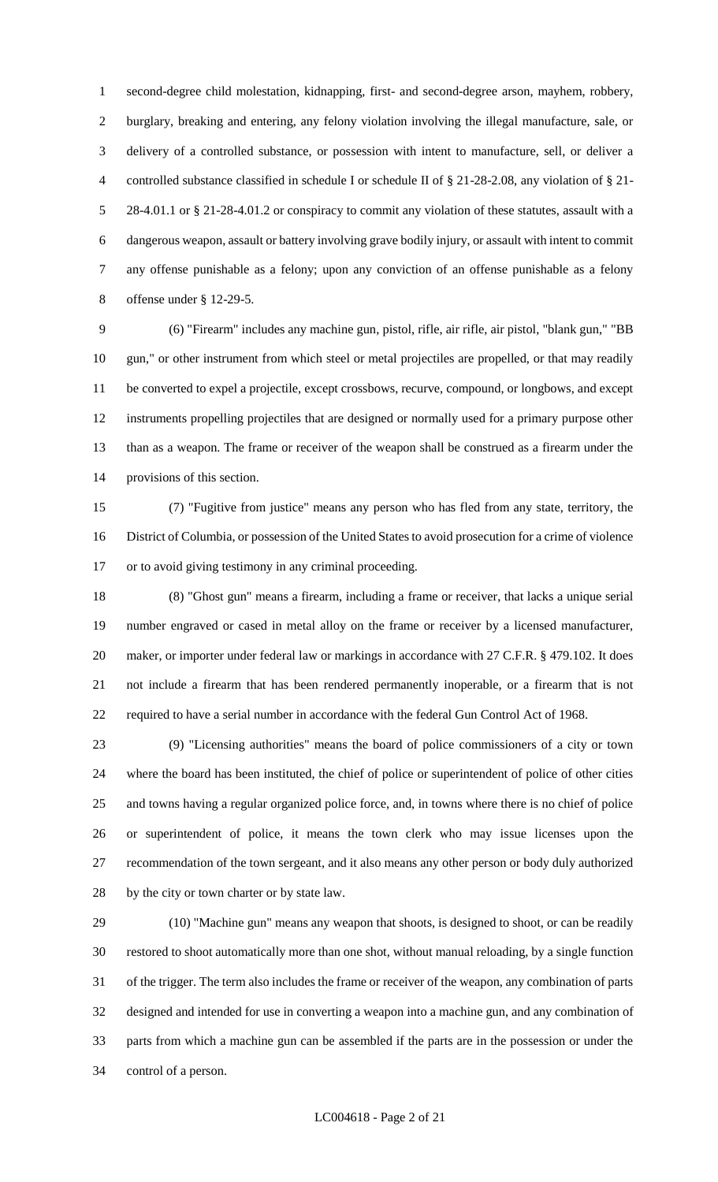second-degree child molestation, kidnapping, first- and second-degree arson, mayhem, robbery, burglary, breaking and entering, any felony violation involving the illegal manufacture, sale, or delivery of a controlled substance, or possession with intent to manufacture, sell, or deliver a controlled substance classified in schedule I or schedule II of § 21-28-2.08, any violation of § 21-28-4.01.1 or § 21-28-4.01.2 or conspiracy to commit any violation of these statutes, assault with a dangerous weapon, assault or battery involving grave bodily injury, or assault with intent to commit any offense punishable as a felony; upon any conviction of an offense punishable as a felony offense under § 12-29-5.

(6) "Firearm" includes any machine gun, pistol, rifle, air rifle, air pistol, "blank gun," "BB gun," or other instrument from which steel or metal projectiles are propelled, or that may readily be converted to expel a projectile, except crossbows, recurve, compound, or longbows, and except instruments propelling projectiles that are designed or normally used for a primary purpose other than as a weapon. The frame or receiver of the weapon shall be construed as a firearm under the provisions of this section.

(7) "Fugitive from justice" means any person who has fled from any state, territory, the District of Columbia, or possession of the United States to avoid prosecution for a crime of violence or to avoid giving testimony in any criminal proceeding.

(8) "Ghost gun" means a firearm, including a frame or receiver, that lacks a unique serial number engraved or cased in metal alloy on the frame or receiver by a licensed manufacturer, maker, or importer under federal law or markings in accordance with 27 C.F.R. § 479.102. It does not include a firearm that has been rendered permanently inoperable, or a firearm that is not required to have a serial number in accordance with the federal Gun Control Act of 1968.

(9) "Licensing authorities" means the board of police commissioners of a city or town where the board has been instituted, the chief of police or superintendent of police of other cities and towns having a regular organized police force, and, in towns where there is no chief of police or superintendent of police, it means the town clerk who may issue licenses upon the recommendation of the town sergeant, and it also means any other person or body duly authorized by the city or town charter or by state law.

(10) "Machine gun" means any weapon that shoots, is designed to shoot, or can be readily restored to shoot automatically more than one shot, without manual reloading, by a single function of the trigger. The term also includes the frame or receiver of the weapon, any combination of parts designed and intended for use in converting a weapon into a machine gun, and any combination of parts from which a machine gun can be assembled if the parts are in the possession or under the control of a person.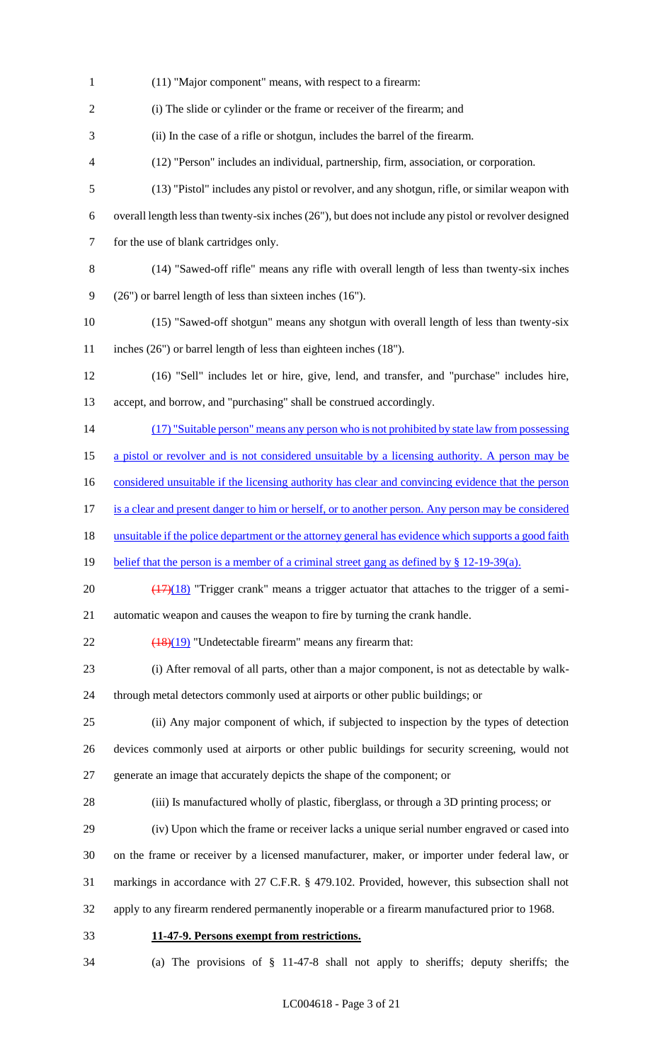(11) "Major component" means, with respect to a firearm:

(i) The slide or cylinder or the frame or receiver of the firearm; and

(ii) In the case of a rifle or shotgun, includes the barrel of the firearm.

(12) "Person" includes an individual, partnership, firm, association, or corporation.

(13) "Pistol" includes any pistol or revolver, and any shotgun, rifle, or similar weapon with overall length less than twenty-six inches (26"), but does not include any pistol or revolver designed for the use of blank cartridges only.

(14) "Sawed-off rifle" means any rifle with overall length of less than twenty-six inches (26") or barrel length of less than sixteen inches (16").

(15) "Sawed-off shotgun" means any shotgun with overall length of less than twenty-six inches (26") or barrel length of less than eighteen inches (18").

(16) "Sell" includes let or hire, give, lend, and transfer, and "purchase" includes hire, accept, and borrow, and "purchasing" shall be construed accordingly.

<u>(17) "Suitable person" means any person who is not prohibited by state law from possessing a pistol or revolver and is not considered unsuitable by a licensing authority. A person may be considered unsuitable if the licensing authority has clear and convincing evidence that the person is a clear and present danger to him or herself, or to another person. Any person may be considered unsuitable if the police department or the attorney general has evidence which supports a good faith belief that the person is a member of a criminal street gang as defined by § 12-19-39(a).</u>

~~(17)~~<u>(18)</u> "Trigger crank" means a trigger actuator that attaches to the trigger of a semi-automatic weapon and causes the weapon to fire by turning the crank handle.

~~(18)~~<u>(19)</u> "Undetectable firearm" means any firearm that:

(i) After removal of all parts, other than a major component, is not as detectable by walk-through metal detectors commonly used at airports or other public buildings; or

(ii) Any major component of which, if subjected to inspection by the types of detection devices commonly used at airports or other public buildings for security screening, would not generate an image that accurately depicts the shape of the component; or

(iii) Is manufactured wholly of plastic, fiberglass, or through a 3D printing process; or

(iv) Upon which the frame or receiver lacks a unique serial number engraved or cased into on the frame or receiver by a licensed manufacturer, maker, or importer under federal law, or markings in accordance with 27 C.F.R. § 479.102. Provided, however, this subsection shall not apply to any firearm rendered permanently inoperable or a firearm manufactured prior to 1968.

**<u>11-47-9. Persons exempt from restrictions.</u>**

(a) The provisions of § 11-47-8 shall not apply to sheriffs; deputy sheriffs; the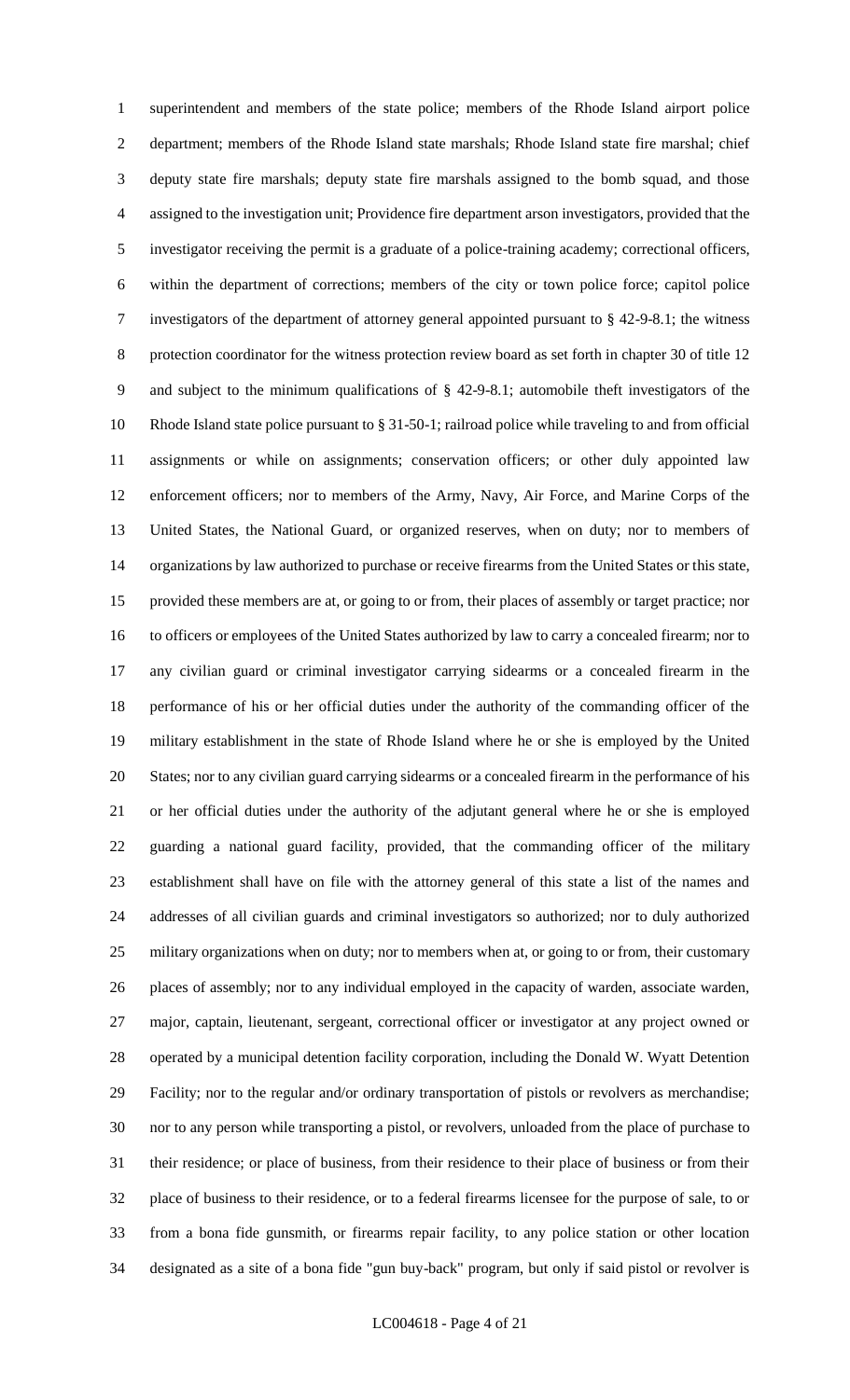superintendent and members of the state police; members of the Rhode Island airport police department; members of the Rhode Island state marshals; Rhode Island state fire marshal; chief deputy state fire marshals; deputy state fire marshals assigned to the bomb squad, and those assigned to the investigation unit; Providence fire department arson investigators, provided that the investigator receiving the permit is a graduate of a police-training academy; correctional officers, within the department of corrections; members of the city or town police force; capitol police investigators of the department of attorney general appointed pursuant to § 42-9-8.1; the witness protection coordinator for the witness protection review board as set forth in chapter 30 of title 12 and subject to the minimum qualifications of § 42-9-8.1; automobile theft investigators of the Rhode Island state police pursuant to § 31-50-1; railroad police while traveling to and from official assignments or while on assignments; conservation officers; or other duly appointed law enforcement officers; nor to members of the Army, Navy, Air Force, and Marine Corps of the United States, the National Guard, or organized reserves, when on duty; nor to members of organizations by law authorized to purchase or receive firearms from the United States or this state, provided these members are at, or going to or from, their places of assembly or target practice; nor to officers or employees of the United States authorized by law to carry a concealed firearm; nor to any civilian guard or criminal investigator carrying sidearms or a concealed firearm in the performance of his or her official duties under the authority of the commanding officer of the military establishment in the state of Rhode Island where he or she is employed by the United States; nor to any civilian guard carrying sidearms or a concealed firearm in the performance of his or her official duties under the authority of the adjutant general where he or she is employed guarding a national guard facility, provided, that the commanding officer of the military establishment shall have on file with the attorney general of this state a list of the names and addresses of all civilian guards and criminal investigators so authorized; nor to duly authorized military organizations when on duty; nor to members when at, or going to or from, their customary places of assembly; nor to any individual employed in the capacity of warden, associate warden, major, captain, lieutenant, sergeant, correctional officer or investigator at any project owned or operated by a municipal detention facility corporation, including the Donald W. Wyatt Detention Facility; nor to the regular and/or ordinary transportation of pistols or revolvers as merchandise; nor to any person while transporting a pistol, or revolvers, unloaded from the place of purchase to their residence; or place of business, from their residence to their place of business or from their place of business to their residence, or to a federal firearms licensee for the purpose of sale, to or from a bona fide gunsmith, or firearms repair facility, to any police station or other location designated as a site of a bona fide "gun buy-back" program, but only if said pistol or revolver is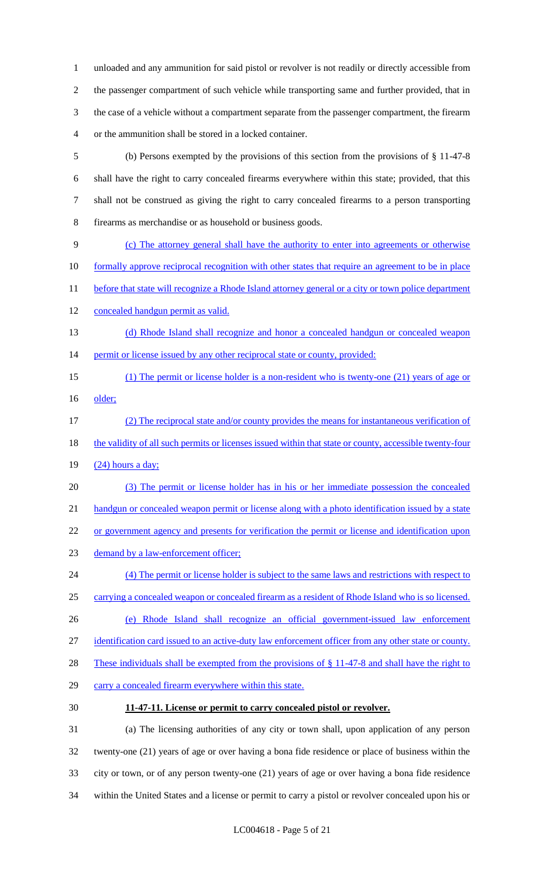unloaded and any ammunition for said pistol or revolver is not readily or directly accessible from the passenger compartment of such vehicle while transporting same and further provided, that in the case of a vehicle without a compartment separate from the passenger compartment, the firearm or the ammunition shall be stored in a locked container.

(b) Persons exempted by the provisions of this section from the provisions of § 11-47-8 shall have the right to carry concealed firearms everywhere within this state; provided, that this shall not be construed as giving the right to carry concealed firearms to a person transporting firearms as merchandise or as household or business goods.

(c) The attorney general shall have the authority to enter into agreements or otherwise formally approve reciprocal recognition with other states that require an agreement to be in place before that state will recognize a Rhode Island attorney general or a city or town police department concealed handgun permit as valid.

(d) Rhode Island shall recognize and honor a concealed handgun or concealed weapon permit or license issued by any other reciprocal state or county, provided:

(1) The permit or license holder is a non-resident who is twenty-one (21) years of age or older;

(2) The reciprocal state and/or county provides the means for instantaneous verification of the validity of all such permits or licenses issued within that state or county, accessible twenty-four (24) hours a day;

(3) The permit or license holder has in his or her immediate possession the concealed handgun or concealed weapon permit or license along with a photo identification issued by a state or government agency and presents for verification the permit or license and identification upon demand by a law-enforcement officer;

(4) The permit or license holder is subject to the same laws and restrictions with respect to carrying a concealed weapon or concealed firearm as a resident of Rhode Island who is so licensed.

(e) Rhode Island shall recognize an official government-issued law enforcement identification card issued to an active-duty law enforcement officer from any other state or county. These individuals shall be exempted from the provisions of § 11-47-8 and shall have the right to carry a concealed firearm everywhere within this state.

**11-47-11. License or permit to carry concealed pistol or revolver.**

(a) The licensing authorities of any city or town shall, upon application of any person twenty-one (21) years of age or over having a bona fide residence or place of business within the city or town, or of any person twenty-one (21) years of age or over having a bona fide residence within the United States and a license or permit to carry a pistol or revolver concealed upon his or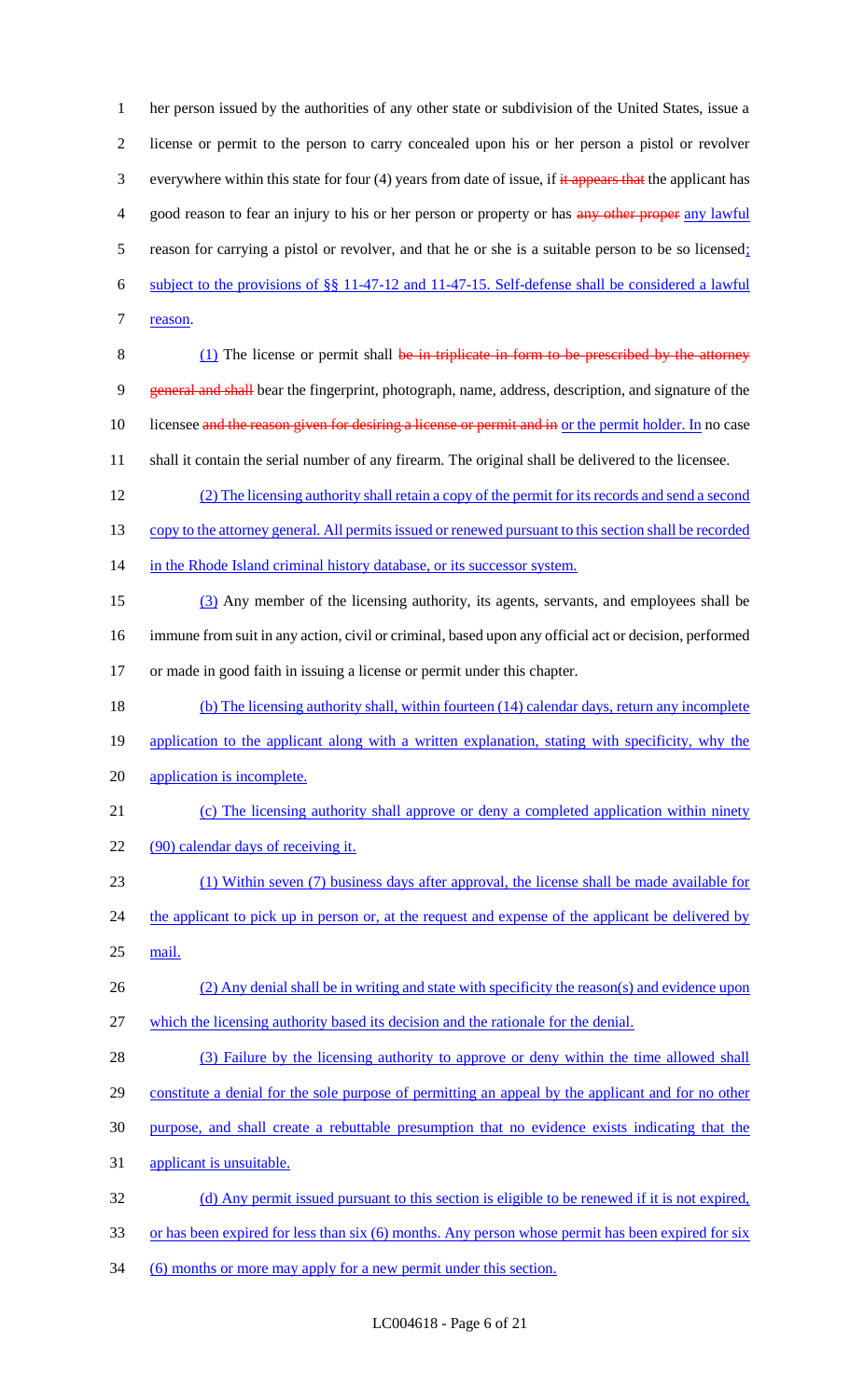her person issued by the authorities of any other state or subdivision of the United States, issue a license or permit to the person to carry concealed upon his or her person a pistol or revolver everywhere within this state for four (4) years from date of issue, if ~~it appears that~~ the applicant has good reason to fear an injury to his or her person or property or has ~~any other proper~~ any lawful reason for carrying a pistol or revolver, and that he or she is a suitable person to be so licensed; subject to the provisions of §§ 11-47-12 and 11-47-15. Self-defense shall be considered a lawful reason.

(1) The license or permit shall ~~be in triplicate in form to be prescribed by the attorney general and shall~~ bear the fingerprint, photograph, name, address, description, and signature of the licensee ~~and the reason given for desiring a license or permit and in~~ or the permit holder. In no case shall it contain the serial number of any firearm. The original shall be delivered to the licensee.

(2) The licensing authority shall retain a copy of the permit for its records and send a second copy to the attorney general. All permits issued or renewed pursuant to this section shall be recorded in the Rhode Island criminal history database, or its successor system.

(3) Any member of the licensing authority, its agents, servants, and employees shall be immune from suit in any action, civil or criminal, based upon any official act or decision, performed or made in good faith in issuing a license or permit under this chapter.

(b) The licensing authority shall, within fourteen (14) calendar days, return any incomplete application to the applicant along with a written explanation, stating with specificity, why the application is incomplete.

(c) The licensing authority shall approve or deny a completed application within ninety (90) calendar days of receiving it.

(1) Within seven (7) business days after approval, the license shall be made available for the applicant to pick up in person or, at the request and expense of the applicant be delivered by mail.

(2) Any denial shall be in writing and state with specificity the reason(s) and evidence upon which the licensing authority based its decision and the rationale for the denial.

(3) Failure by the licensing authority to approve or deny within the time allowed shall constitute a denial for the sole purpose of permitting an appeal by the applicant and for no other purpose, and shall create a rebuttable presumption that no evidence exists indicating that the applicant is unsuitable.

(d) Any permit issued pursuant to this section is eligible to be renewed if it is not expired, or has been expired for less than six (6) months. Any person whose permit has been expired for six (6) months or more may apply for a new permit under this section.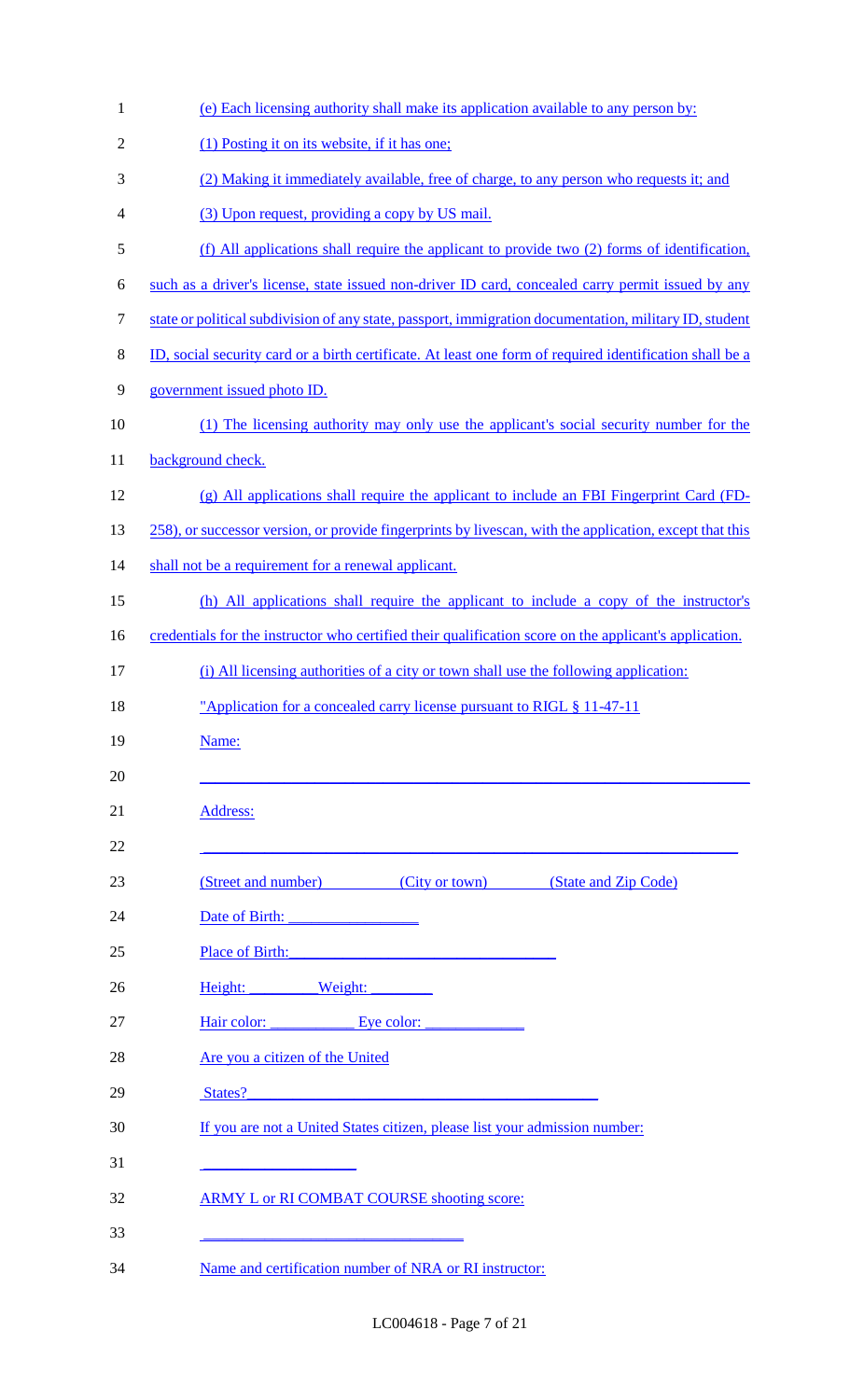(e) Each licensing authority shall make its application available to any person by:

(1) Posting it on its website, if it has one;

(2) Making it immediately available, free of charge, to any person who requests it; and

(3) Upon request, providing a copy by US mail.

(f) All applications shall require the applicant to provide two (2) forms of identification, such as a driver's license, state issued non-driver ID card, concealed carry permit issued by any state or political subdivision of any state, passport, immigration documentation, military ID, student ID, social security card or a birth certificate. At least one form of required identification shall be a government issued photo ID.

(1) The licensing authority may only use the applicant's social security number for the background check.

(g) All applications shall require the applicant to include an FBI Fingerprint Card (FD-258), or successor version, or provide fingerprints by livescan, with the application, except that this shall not be a requirement for a renewal applicant.

(h) All applications shall require the applicant to include a copy of the instructor's credentials for the instructor who certified their qualification score on the applicant's application.

(i) All licensing authorities of a city or town shall use the following application:

"Application for a concealed carry license pursuant to RIGL § 11-47-11

Name:

____________________________________________________________

Address:

____________________________________________________________

(Street and number) (City or town) (State and Zip Code)

Date of Birth: ________________

Place of Birth: ________________________________

Height: _________ Weight: ________

Hair color: ___________ Eye color: ____________

Are you a citizen of the United States? ______________________________________________

If you are not a United States citizen, please list your admission number:

___________________

ARMY L or RI COMBAT COURSE shooting score:

________________________________

Name and certification number of NRA or RI instructor: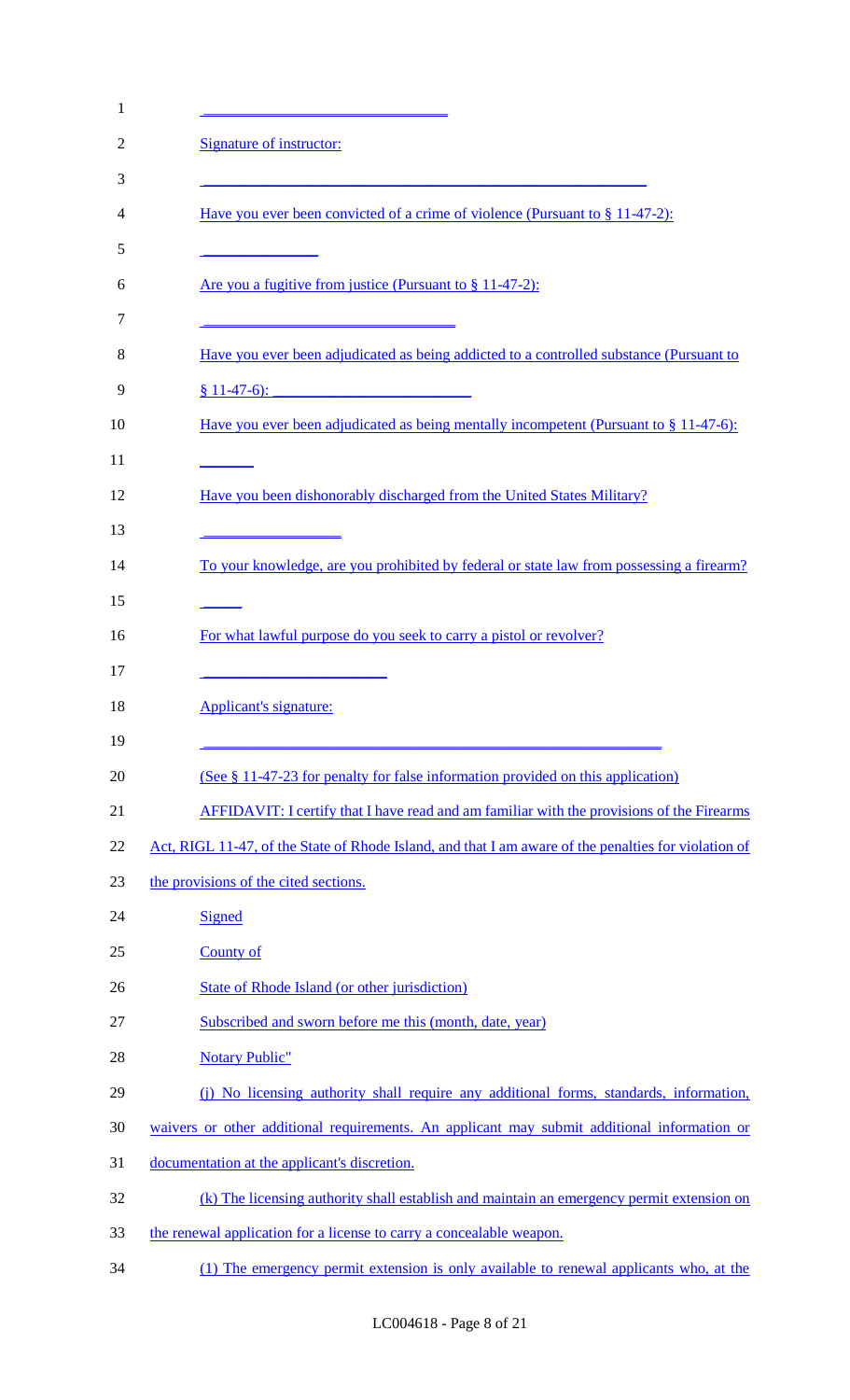Signature of instructor:

Have you ever been convicted of a crime of violence (Pursuant to § 11-47-2):

Are you a fugitive from justice (Pursuant to § 11-47-2):

Have you ever been adjudicated as being addicted to a controlled substance (Pursuant to § 11-47-6):

Have you ever been adjudicated as being mentally incompetent (Pursuant to § 11-47-6):

Have you been dishonorably discharged from the United States Military?

To your knowledge, are you prohibited by federal or state law from possessing a firearm?

For what lawful purpose do you seek to carry a pistol or revolver?

Applicant's signature:

(See § 11-47-23 for penalty for false information provided on this application)

AFFIDAVIT: I certify that I have read and am familiar with the provisions of the Firearms Act, RIGL 11-47, of the State of Rhode Island, and that I am aware of the penalties for violation of the provisions of the cited sections.

Signed

County of

State of Rhode Island (or other jurisdiction)

Subscribed and sworn before me this (month, date, year)

Notary Public"

(j) No licensing authority shall require any additional forms, standards, information, waivers or other additional requirements. An applicant may submit additional information or documentation at the applicant's discretion.

(k) The licensing authority shall establish and maintain an emergency permit extension on the renewal application for a license to carry a concealable weapon.

(1) The emergency permit extension is only available to renewal applicants who, at the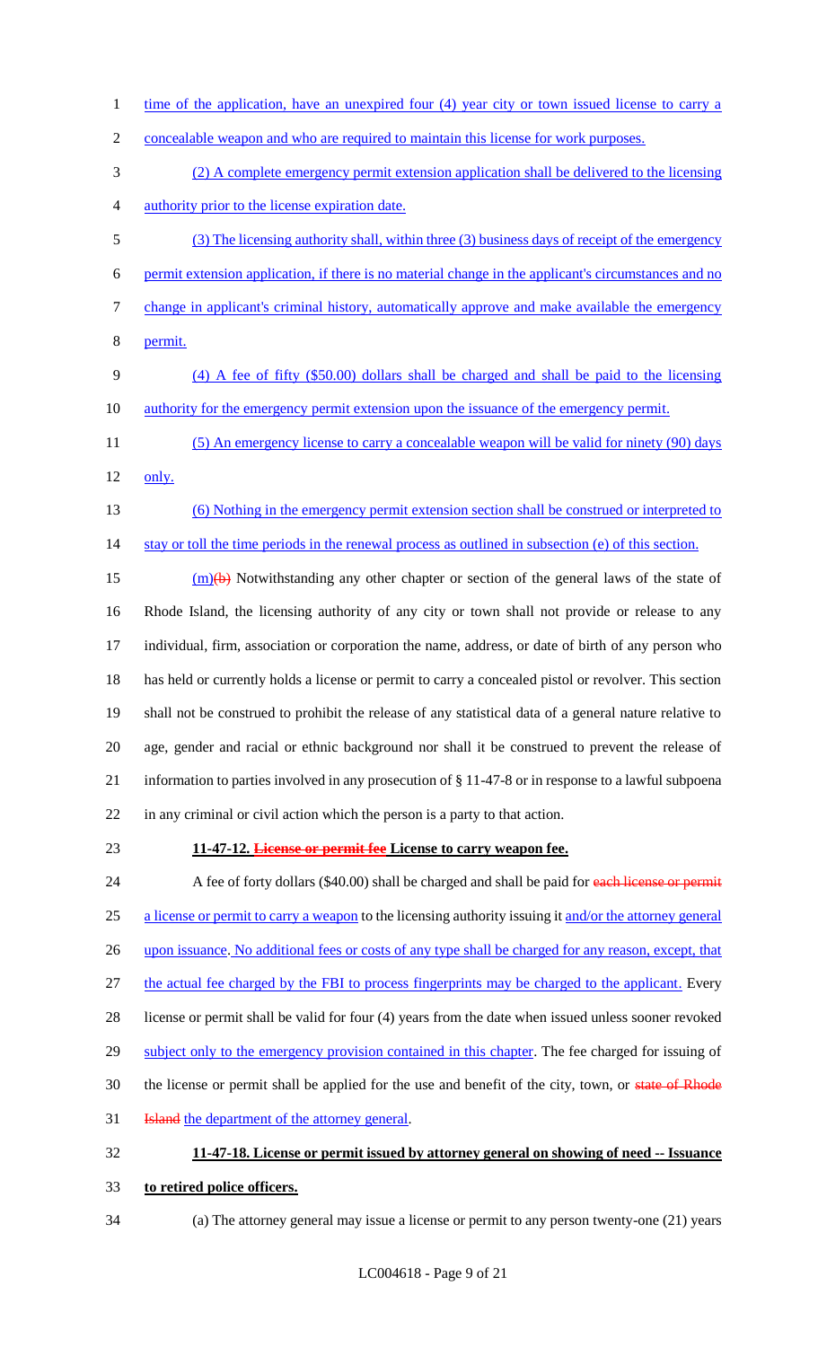time of the application, have an unexpired four (4) year city or town issued license to carry a concealable weapon and who are required to maintain this license for work purposes.

(2) A complete emergency permit extension application shall be delivered to the licensing authority prior to the license expiration date.

(3) The licensing authority shall, within three (3) business days of receipt of the emergency permit extension application, if there is no material change in the applicant's circumstances and no change in applicant's criminal history, automatically approve and make available the emergency permit.

(4) A fee of fifty ($50.00) dollars shall be charged and shall be paid to the licensing authority for the emergency permit extension upon the issuance of the emergency permit.

(5) An emergency license to carry a concealable weapon will be valid for ninety (90) days only.

(6) Nothing in the emergency permit extension section shall be construed or interpreted to stay or toll the time periods in the renewal process as outlined in subsection (e) of this section.

(m)~~(b)~~ Notwithstanding any other chapter or section of the general laws of the state of Rhode Island, the licensing authority of any city or town shall not provide or release to any individual, firm, association or corporation the name, address, or date of birth of any person who has held or currently holds a license or permit to carry a concealed pistol or revolver. This section shall not be construed to prohibit the release of any statistical data of a general nature relative to age, gender and racial or ethnic background nor shall it be construed to prevent the release of information to parties involved in any prosecution of § 11-47-8 or in response to a lawful subpoena in any criminal or civil action which the person is a party to that action.

**11-47-12. ~~License or permit fee~~ License to carry weapon fee.**

A fee of forty dollars ($40.00) shall be charged and shall be paid for ~~each license or permit~~ a license or permit to carry a weapon to the licensing authority issuing it and/or the attorney general upon issuance. No additional fees or costs of any type shall be charged for any reason, except, that the actual fee charged by the FBI to process fingerprints may be charged to the applicant. Every license or permit shall be valid for four (4) years from the date when issued unless sooner revoked subject only to the emergency provision contained in this chapter. The fee charged for issuing of the license or permit shall be applied for the use and benefit of the city, town, or ~~state of Rhode Island~~ the department of the attorney general.

**11-47-18. License or permit issued by attorney general on showing of need -- Issuance to retired police officers.**

(a) The attorney general may issue a license or permit to any person twenty-one (21) years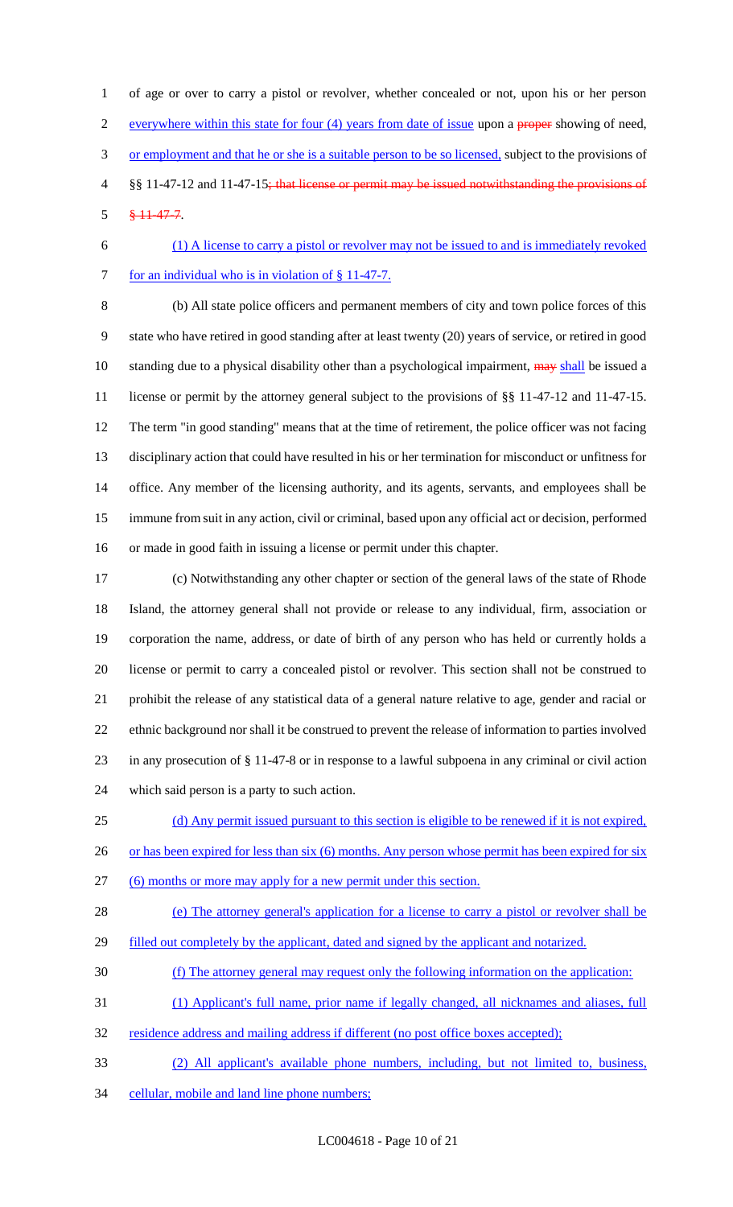of age or over to carry a pistol or revolver, whether concealed or not, upon his or her person everywhere within this state for four (4) years from date of issue upon a proper showing of need, or employment and that he or she is a suitable person to be so licensed, subject to the provisions of §§ 11-47-12 and 11-47-15; that license or permit may be issued notwithstanding the provisions of § 11-47-7.

(1) A license to carry a pistol or revolver may not be issued to and is immediately revoked for an individual who is in violation of § 11-47-7.

(b) All state police officers and permanent members of city and town police forces of this state who have retired in good standing after at least twenty (20) years of service, or retired in good standing due to a physical disability other than a psychological impairment, may shall be issued a license or permit by the attorney general subject to the provisions of §§ 11-47-12 and 11-47-15. The term "in good standing" means that at the time of retirement, the police officer was not facing disciplinary action that could have resulted in his or her termination for misconduct or unfitness for office. Any member of the licensing authority, and its agents, servants, and employees shall be immune from suit in any action, civil or criminal, based upon any official act or decision, performed or made in good faith in issuing a license or permit under this chapter.

(c) Notwithstanding any other chapter or section of the general laws of the state of Rhode Island, the attorney general shall not provide or release to any individual, firm, association or corporation the name, address, or date of birth of any person who has held or currently holds a license or permit to carry a concealed pistol or revolver. This section shall not be construed to prohibit the release of any statistical data of a general nature relative to age, gender and racial or ethnic background nor shall it be construed to prevent the release of information to parties involved in any prosecution of § 11-47-8 or in response to a lawful subpoena in any criminal or civil action which said person is a party to such action.

(d) Any permit issued pursuant to this section is eligible to be renewed if it is not expired, or has been expired for less than six (6) months. Any person whose permit has been expired for six (6) months or more may apply for a new permit under this section.

(e) The attorney general's application for a license to carry a pistol or revolver shall be filled out completely by the applicant, dated and signed by the applicant and notarized.

(f) The attorney general may request only the following information on the application:

(1) Applicant's full name, prior name if legally changed, all nicknames and aliases, full residence address and mailing address if different (no post office boxes accepted);

(2) All applicant's available phone numbers, including, but not limited to, business, cellular, mobile and land line phone numbers;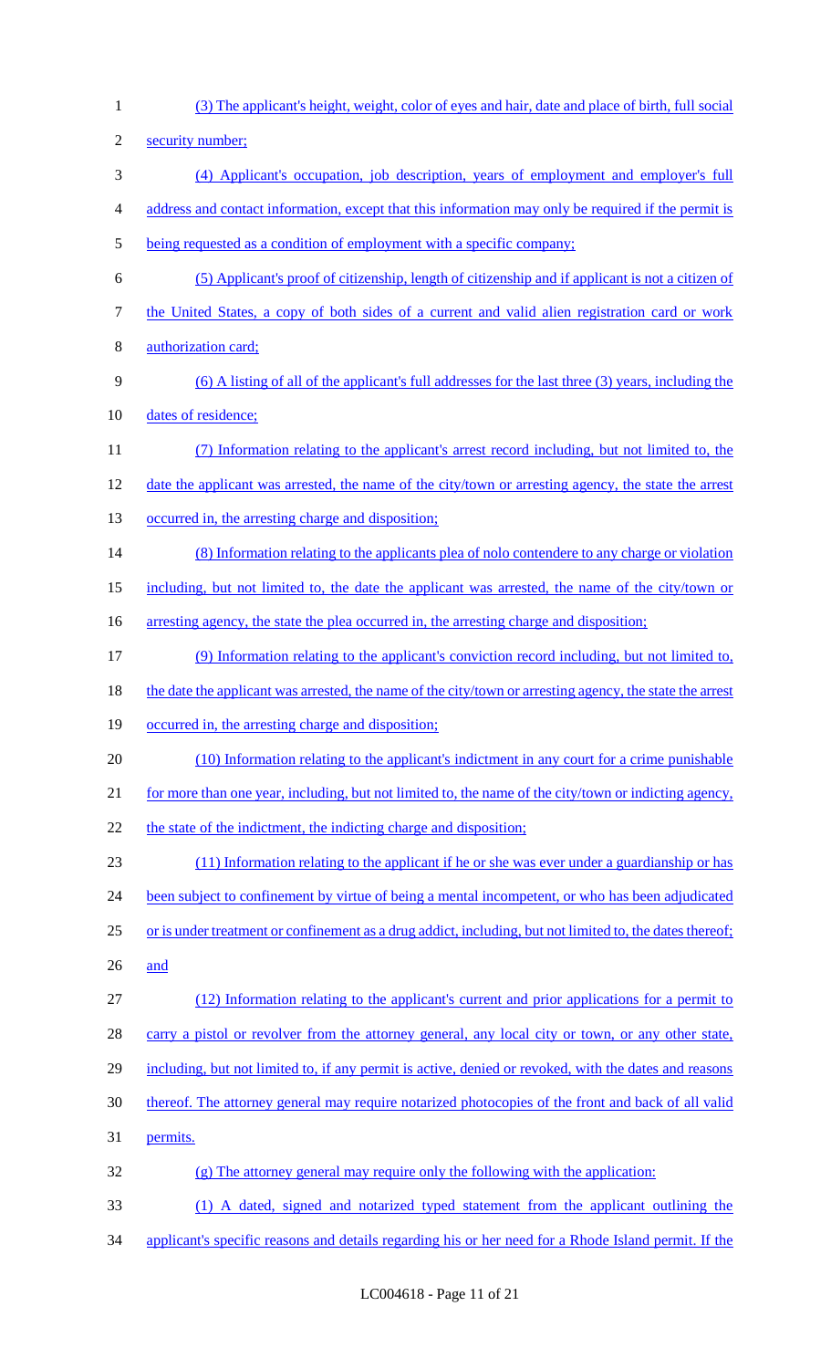(3) The applicant's height, weight, color of eyes and hair, date and place of birth, full social security number;

(4) Applicant's occupation, job description, years of employment and employer's full address and contact information, except that this information may only be required if the permit is being requested as a condition of employment with a specific company;

(5) Applicant's proof of citizenship, length of citizenship and if applicant is not a citizen of the United States, a copy of both sides of a current and valid alien registration card or work authorization card;

(6) A listing of all of the applicant's full addresses for the last three (3) years, including the dates of residence;

(7) Information relating to the applicant's arrest record including, but not limited to, the date the applicant was arrested, the name of the city/town or arresting agency, the state the arrest occurred in, the arresting charge and disposition;

(8) Information relating to the applicants plea of nolo contendere to any charge or violation including, but not limited to, the date the applicant was arrested, the name of the city/town or arresting agency, the state the plea occurred in, the arresting charge and disposition;

(9) Information relating to the applicant's conviction record including, but not limited to, the date the applicant was arrested, the name of the city/town or arresting agency, the state the arrest occurred in, the arresting charge and disposition;

(10) Information relating to the applicant's indictment in any court for a crime punishable for more than one year, including, but not limited to, the name of the city/town or indicting agency, the state of the indictment, the indicting charge and disposition;

(11) Information relating to the applicant if he or she was ever under a guardianship or has been subject to confinement by virtue of being a mental incompetent, or who has been adjudicated or is under treatment or confinement as a drug addict, including, but not limited to, the dates thereof; and

(12) Information relating to the applicant's current and prior applications for a permit to carry a pistol or revolver from the attorney general, any local city or town, or any other state, including, but not limited to, if any permit is active, denied or revoked, with the dates and reasons thereof. The attorney general may require notarized photocopies of the front and back of all valid permits.

(g) The attorney general may require only the following with the application:

(1) A dated, signed and notarized typed statement from the applicant outlining the applicant's specific reasons and details regarding his or her need for a Rhode Island permit. If the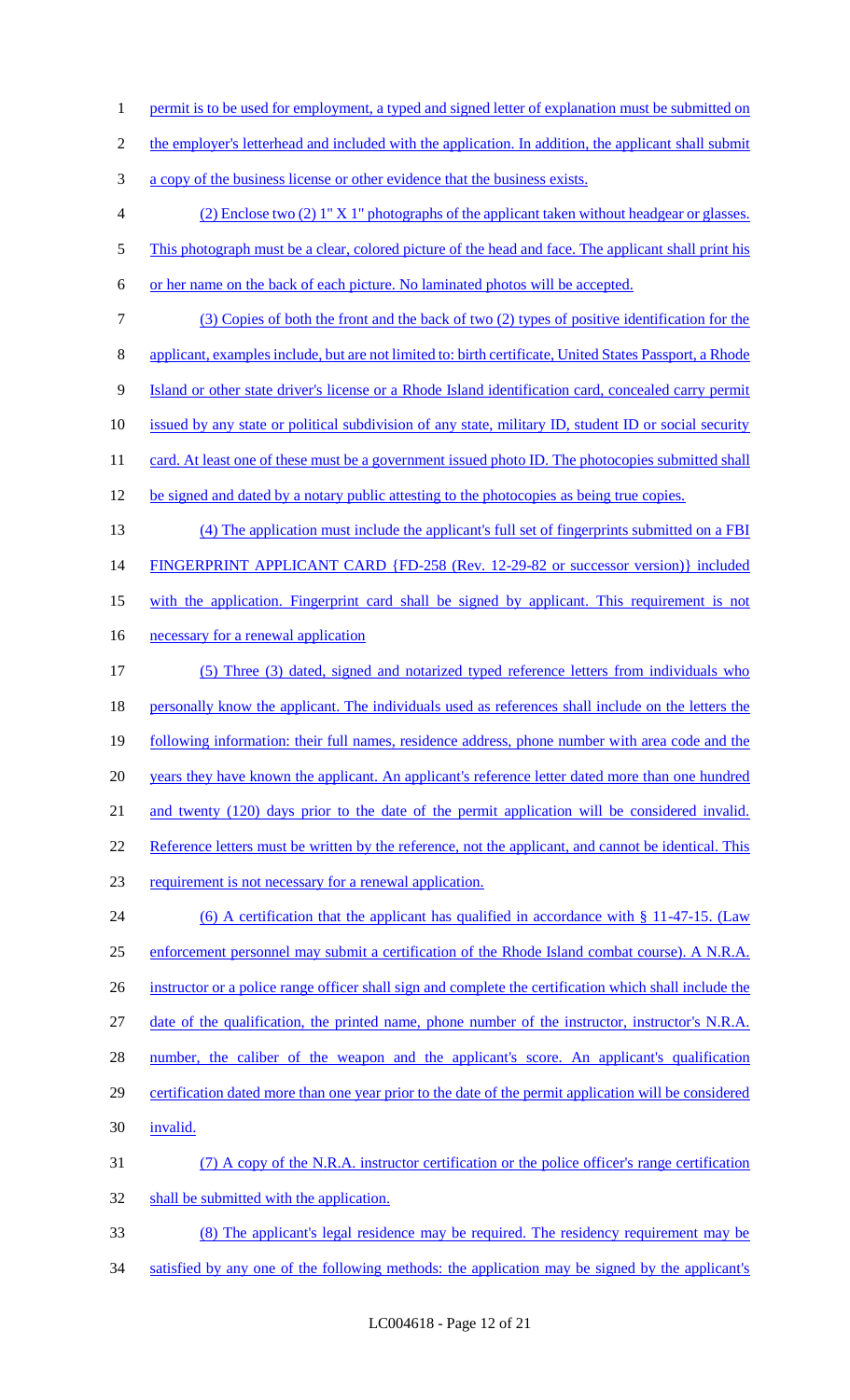permit is to be used for employment, a typed and signed letter of explanation must be submitted on the employer's letterhead and included with the application. In addition, the applicant shall submit a copy of the business license or other evidence that the business exists.

(2) Enclose two (2) 1" X 1" photographs of the applicant taken without headgear or glasses. This photograph must be a clear, colored picture of the head and face. The applicant shall print his or her name on the back of each picture. No laminated photos will be accepted.

(3) Copies of both the front and the back of two (2) types of positive identification for the applicant, examples include, but are not limited to: birth certificate, United States Passport, a Rhode Island or other state driver's license or a Rhode Island identification card, concealed carry permit issued by any state or political subdivision of any state, military ID, student ID or social security card. At least one of these must be a government issued photo ID. The photocopies submitted shall be signed and dated by a notary public attesting to the photocopies as being true copies.

(4) The application must include the applicant's full set of fingerprints submitted on a FBI FINGERPRINT APPLICANT CARD {FD-258 (Rev. 12-29-82 or successor version)} included with the application. Fingerprint card shall be signed by applicant. This requirement is not necessary for a renewal application

(5) Three (3) dated, signed and notarized typed reference letters from individuals who personally know the applicant. The individuals used as references shall include on the letters the following information: their full names, residence address, phone number with area code and the years they have known the applicant. An applicant's reference letter dated more than one hundred and twenty (120) days prior to the date of the permit application will be considered invalid. Reference letters must be written by the reference, not the applicant, and cannot be identical. This requirement is not necessary for a renewal application.

(6) A certification that the applicant has qualified in accordance with § 11-47-15. (Law enforcement personnel may submit a certification of the Rhode Island combat course). A N.R.A. instructor or a police range officer shall sign and complete the certification which shall include the date of the qualification, the printed name, phone number of the instructor, instructor's N.R.A. number, the caliber of the weapon and the applicant's score. An applicant's qualification certification dated more than one year prior to the date of the permit application will be considered invalid.

(7) A copy of the N.R.A. instructor certification or the police officer's range certification shall be submitted with the application.

(8) The applicant's legal residence may be required. The residency requirement may be satisfied by any one of the following methods: the application may be signed by the applicant's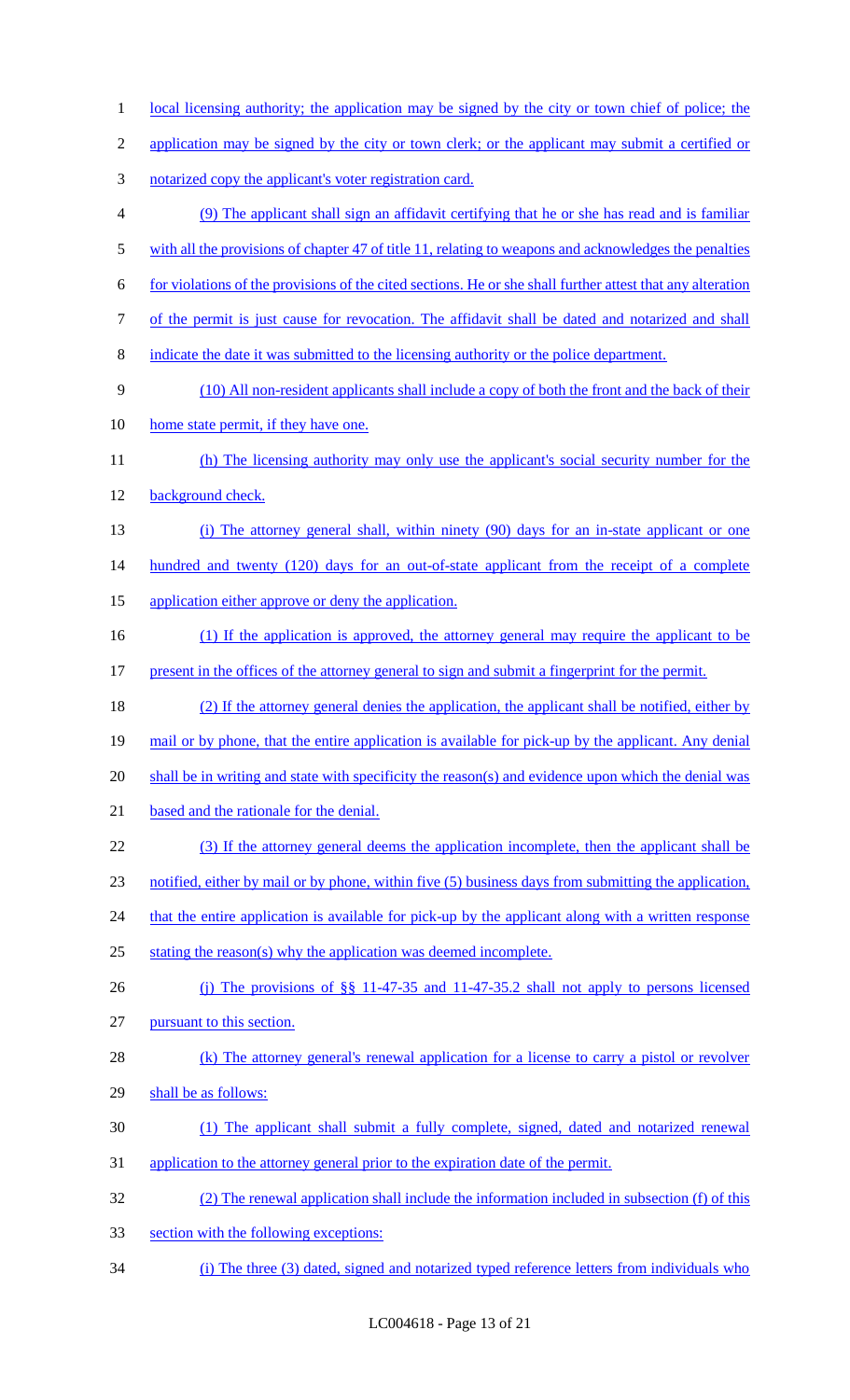local licensing authority; the application may be signed by the city or town chief of police; the application may be signed by the city or town clerk; or the applicant may submit a certified or notarized copy the applicant's voter registration card.

(9) The applicant shall sign an affidavit certifying that he or she has read and is familiar with all the provisions of chapter 47 of title 11, relating to weapons and acknowledges the penalties for violations of the provisions of the cited sections. He or she shall further attest that any alteration of the permit is just cause for revocation. The affidavit shall be dated and notarized and shall indicate the date it was submitted to the licensing authority or the police department.

(10) All non-resident applicants shall include a copy of both the front and the back of their home state permit, if they have one.

(h) The licensing authority may only use the applicant's social security number for the background check.

(i) The attorney general shall, within ninety (90) days for an in-state applicant or one hundred and twenty (120) days for an out-of-state applicant from the receipt of a complete application either approve or deny the application.

(1) If the application is approved, the attorney general may require the applicant to be present in the offices of the attorney general to sign and submit a fingerprint for the permit.

(2) If the attorney general denies the application, the applicant shall be notified, either by mail or by phone, that the entire application is available for pick-up by the applicant. Any denial shall be in writing and state with specificity the reason(s) and evidence upon which the denial was based and the rationale for the denial.

(3) If the attorney general deems the application incomplete, then the applicant shall be notified, either by mail or by phone, within five (5) business days from submitting the application, that the entire application is available for pick-up by the applicant along with a written response stating the reason(s) why the application was deemed incomplete.

(j) The provisions of §§ 11-47-35 and 11-47-35.2 shall not apply to persons licensed pursuant to this section.

(k) The attorney general's renewal application for a license to carry a pistol or revolver shall be as follows:

(1) The applicant shall submit a fully complete, signed, dated and notarized renewal application to the attorney general prior to the expiration date of the permit.

(2) The renewal application shall include the information included in subsection (f) of this section with the following exceptions:

(i) The three (3) dated, signed and notarized typed reference letters from individuals who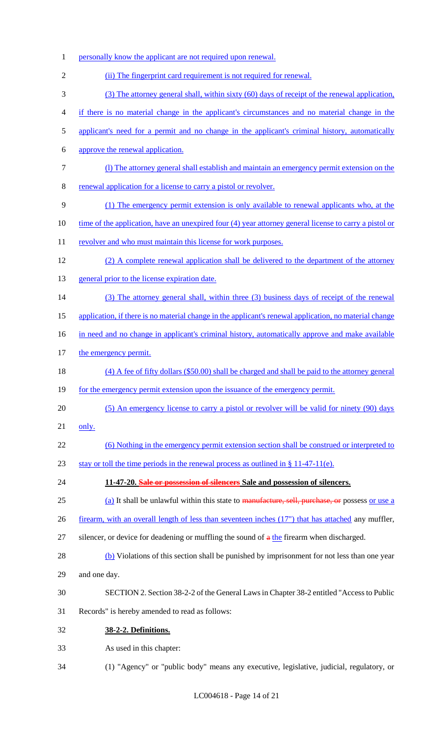personally know the applicant are not required upon renewal.

(ii) The fingerprint card requirement is not required for renewal.

(3) The attorney general shall, within sixty (60) days of receipt of the renewal application, if there is no material change in the applicant's circumstances and no material change in the applicant's need for a permit and no change in the applicant's criminal history, automatically approve the renewal application.

(l) The attorney general shall establish and maintain an emergency permit extension on the renewal application for a license to carry a pistol or revolver.

(1) The emergency permit extension is only available to renewal applicants who, at the time of the application, have an unexpired four (4) year attorney general license to carry a pistol or revolver and who must maintain this license for work purposes.

(2) A complete renewal application shall be delivered to the department of the attorney general prior to the license expiration date.

(3) The attorney general shall, within three (3) business days of receipt of the renewal application, if there is no material change in the applicant's renewal application, no material change in need and no change in applicant's criminal history, automatically approve and make available the emergency permit.

(4) A fee of fifty dollars ($50.00) shall be charged and shall be paid to the attorney general for the emergency permit extension upon the issuance of the emergency permit.

(5) An emergency license to carry a pistol or revolver will be valid for ninety (90) days only.

(6) Nothing in the emergency permit extension section shall be construed or interpreted to stay or toll the time periods in the renewal process as outlined in § 11-47-11(e).

**11-47-20. ~~Sale or possession of silencers~~ Sale and possession of silencers.**

(a) It shall be unlawful within this state to ~~manufacture, sell, purchase, or~~ possess or use a firearm, with an overall length of less than seventeen inches (17") that has attached any muffler, silencer, or device for deadening or muffling the sound of ~~a~~ the firearm when discharged.

(b) Violations of this section shall be punished by imprisonment for not less than one year and one day.

SECTION 2. Section 38-2-2 of the General Laws in Chapter 38-2 entitled "Access to Public Records" is hereby amended to read as follows:

**38-2-2. Definitions.**

As used in this chapter:

(1) "Agency" or "public body" means any executive, legislative, judicial, regulatory, or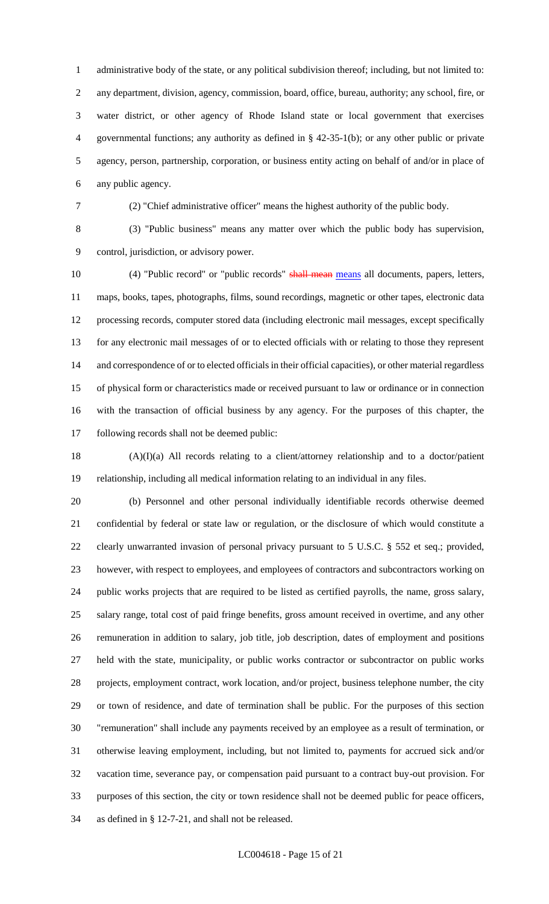administrative body of the state, or any political subdivision thereof; including, but not limited to: any department, division, agency, commission, board, office, bureau, authority; any school, fire, or water district, or other agency of Rhode Island state or local government that exercises governmental functions; any authority as defined in § 42-35-1(b); or any other public or private agency, person, partnership, corporation, or business entity acting on behalf of and/or in place of any public agency.

(2) "Chief administrative officer" means the highest authority of the public body.

(3) "Public business" means any matter over which the public body has supervision, control, jurisdiction, or advisory power.

(4) "Public record" or "public records" ~~shall mean~~ means all documents, papers, letters, maps, books, tapes, photographs, films, sound recordings, magnetic or other tapes, electronic data processing records, computer stored data (including electronic mail messages, except specifically for any electronic mail messages of or to elected officials with or relating to those they represent and correspondence of or to elected officials in their official capacities), or other material regardless of physical form or characteristics made or received pursuant to law or ordinance or in connection with the transaction of official business by any agency. For the purposes of this chapter, the following records shall not be deemed public:

(A)(I)(a) All records relating to a client/attorney relationship and to a doctor/patient relationship, including all medical information relating to an individual in any files.

(b) Personnel and other personal individually identifiable records otherwise deemed confidential by federal or state law or regulation, or the disclosure of which would constitute a clearly unwarranted invasion of personal privacy pursuant to 5 U.S.C. § 552 et seq.; provided, however, with respect to employees, and employees of contractors and subcontractors working on public works projects that are required to be listed as certified payrolls, the name, gross salary, salary range, total cost of paid fringe benefits, gross amount received in overtime, and any other remuneration in addition to salary, job title, job description, dates of employment and positions held with the state, municipality, or public works contractor or subcontractor on public works projects, employment contract, work location, and/or project, business telephone number, the city or town of residence, and date of termination shall be public. For the purposes of this section "remuneration" shall include any payments received by an employee as a result of termination, or otherwise leaving employment, including, but not limited to, payments for accrued sick and/or vacation time, severance pay, or compensation paid pursuant to a contract buy-out provision. For purposes of this section, the city or town residence shall not be deemed public for peace officers, as defined in § 12-7-21, and shall not be released.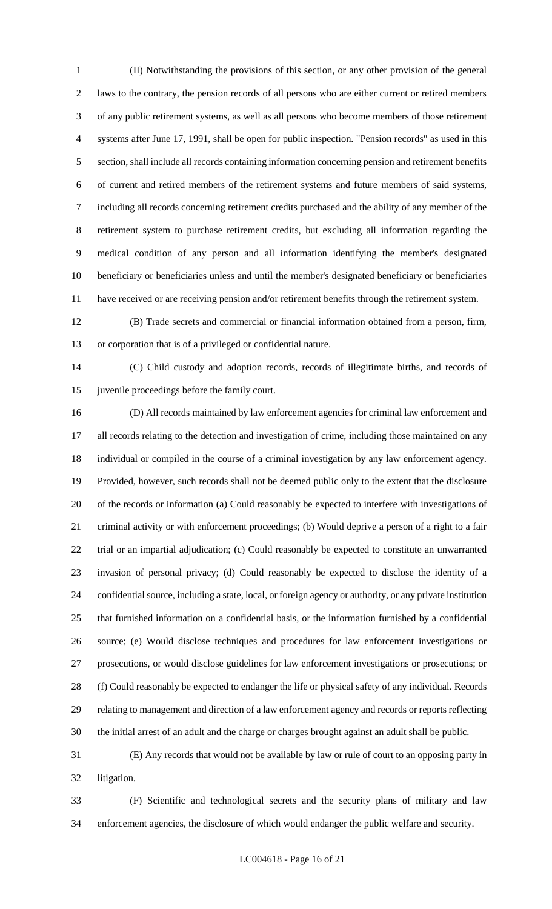(II) Notwithstanding the provisions of this section, or any other provision of the general laws to the contrary, the pension records of all persons who are either current or retired members of any public retirement systems, as well as all persons who become members of those retirement systems after June 17, 1991, shall be open for public inspection. "Pension records" as used in this section, shall include all records containing information concerning pension and retirement benefits of current and retired members of the retirement systems and future members of said systems, including all records concerning retirement credits purchased and the ability of any member of the retirement system to purchase retirement credits, but excluding all information regarding the medical condition of any person and all information identifying the member's designated beneficiary or beneficiaries unless and until the member's designated beneficiary or beneficiaries have received or are receiving pension and/or retirement benefits through the retirement system.

(B) Trade secrets and commercial or financial information obtained from a person, firm, or corporation that is of a privileged or confidential nature.

(C) Child custody and adoption records, records of illegitimate births, and records of juvenile proceedings before the family court.

(D) All records maintained by law enforcement agencies for criminal law enforcement and all records relating to the detection and investigation of crime, including those maintained on any individual or compiled in the course of a criminal investigation by any law enforcement agency. Provided, however, such records shall not be deemed public only to the extent that the disclosure of the records or information (a) Could reasonably be expected to interfere with investigations of criminal activity or with enforcement proceedings; (b) Would deprive a person of a right to a fair trial or an impartial adjudication; (c) Could reasonably be expected to constitute an unwarranted invasion of personal privacy; (d) Could reasonably be expected to disclose the identity of a confidential source, including a state, local, or foreign agency or authority, or any private institution that furnished information on a confidential basis, or the information furnished by a confidential source; (e) Would disclose techniques and procedures for law enforcement investigations or prosecutions, or would disclose guidelines for law enforcement investigations or prosecutions; or (f) Could reasonably be expected to endanger the life or physical safety of any individual. Records relating to management and direction of a law enforcement agency and records or reports reflecting the initial arrest of an adult and the charge or charges brought against an adult shall be public.

(E) Any records that would not be available by law or rule of court to an opposing party in litigation.

(F) Scientific and technological secrets and the security plans of military and law enforcement agencies, the disclosure of which would endanger the public welfare and security.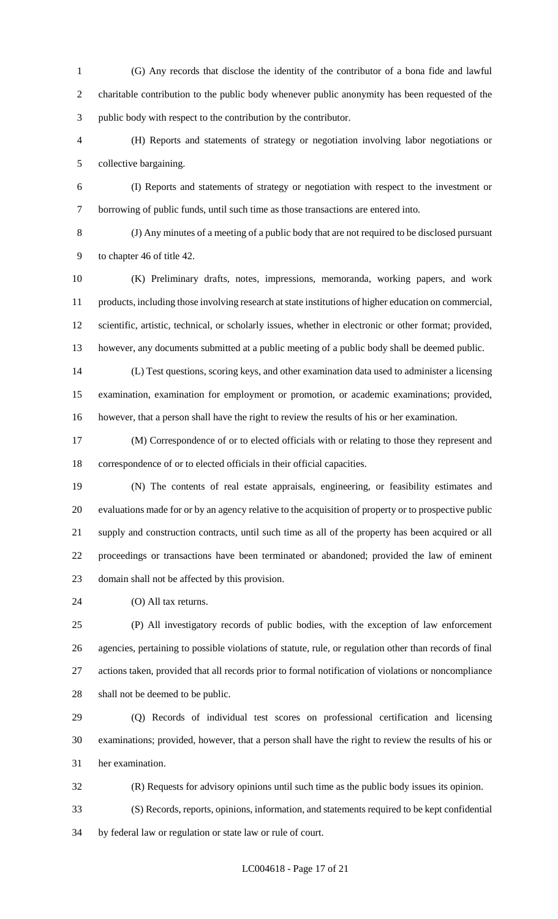(G) Any records that disclose the identity of the contributor of a bona fide and lawful charitable contribution to the public body whenever public anonymity has been requested of the public body with respect to the contribution by the contributor.

(H) Reports and statements of strategy or negotiation involving labor negotiations or collective bargaining.

(I) Reports and statements of strategy or negotiation with respect to the investment or borrowing of public funds, until such time as those transactions are entered into.

(J) Any minutes of a meeting of a public body that are not required to be disclosed pursuant to chapter 46 of title 42.

(K) Preliminary drafts, notes, impressions, memoranda, working papers, and work products, including those involving research at state institutions of higher education on commercial, scientific, artistic, technical, or scholarly issues, whether in electronic or other format; provided, however, any documents submitted at a public meeting of a public body shall be deemed public.

(L) Test questions, scoring keys, and other examination data used to administer a licensing examination, examination for employment or promotion, or academic examinations; provided, however, that a person shall have the right to review the results of his or her examination.

(M) Correspondence of or to elected officials with or relating to those they represent and correspondence of or to elected officials in their official capacities.

(N) The contents of real estate appraisals, engineering, or feasibility estimates and evaluations made for or by an agency relative to the acquisition of property or to prospective public supply and construction contracts, until such time as all of the property has been acquired or all proceedings or transactions have been terminated or abandoned; provided the law of eminent domain shall not be affected by this provision.

(O) All tax returns.

(P) All investigatory records of public bodies, with the exception of law enforcement agencies, pertaining to possible violations of statute, rule, or regulation other than records of final actions taken, provided that all records prior to formal notification of violations or noncompliance shall not be deemed to be public.

(Q) Records of individual test scores on professional certification and licensing examinations; provided, however, that a person shall have the right to review the results of his or her examination.

(R) Requests for advisory opinions until such time as the public body issues its opinion.

(S) Records, reports, opinions, information, and statements required to be kept confidential by federal law or regulation or state law or rule of court.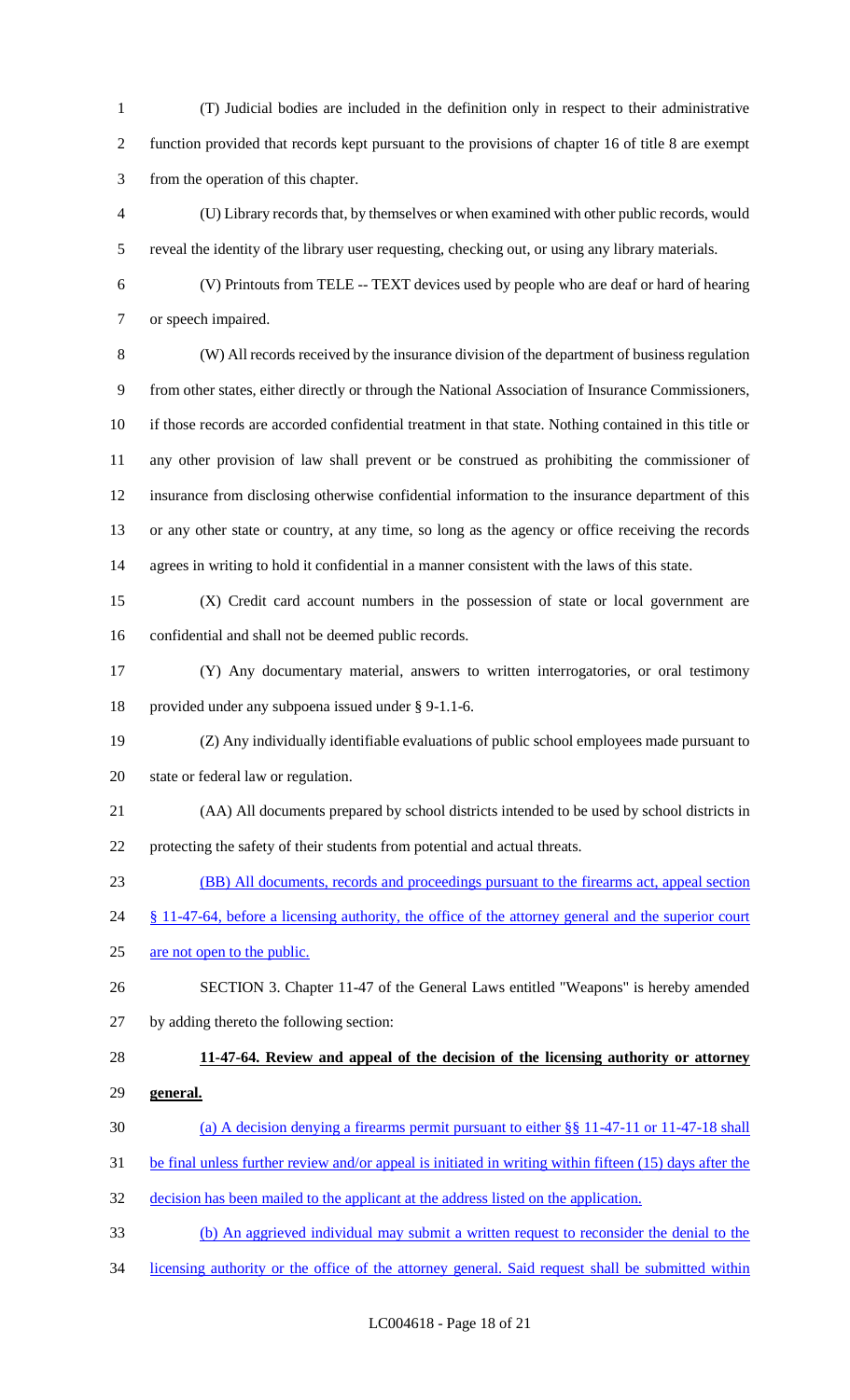(T) Judicial bodies are included in the definition only in respect to their administrative function provided that records kept pursuant to the provisions of chapter 16 of title 8 are exempt from the operation of this chapter.

(U) Library records that, by themselves or when examined with other public records, would reveal the identity of the library user requesting, checking out, or using any library materials.

(V) Printouts from TELE -- TEXT devices used by people who are deaf or hard of hearing or speech impaired.

(W) All records received by the insurance division of the department of business regulation from other states, either directly or through the National Association of Insurance Commissioners, if those records are accorded confidential treatment in that state. Nothing contained in this title or any other provision of law shall prevent or be construed as prohibiting the commissioner of insurance from disclosing otherwise confidential information to the insurance department of this or any other state or country, at any time, so long as the agency or office receiving the records agrees in writing to hold it confidential in a manner consistent with the laws of this state.

(X) Credit card account numbers in the possession of state or local government are confidential and shall not be deemed public records.

(Y) Any documentary material, answers to written interrogatories, or oral testimony provided under any subpoena issued under § 9-1.1-6.

(Z) Any individually identifiable evaluations of public school employees made pursuant to state or federal law or regulation.

(AA) All documents prepared by school districts intended to be used by school districts in protecting the safety of their students from potential and actual threats.

(BB) All documents, records and proceedings pursuant to the firearms act, appeal section § 11-47-64, before a licensing authority, the office of the attorney general and the superior court are not open to the public.

SECTION 3. Chapter 11-47 of the General Laws entitled "Weapons" is hereby amended by adding thereto the following section:

**11-47-64. Review and appeal of the decision of the licensing authority or attorney general.**

(a) A decision denying a firearms permit pursuant to either §§ 11-47-11 or 11-47-18 shall be final unless further review and/or appeal is initiated in writing within fifteen (15) days after the decision has been mailed to the applicant at the address listed on the application.

(b) An aggrieved individual may submit a written request to reconsider the denial to the licensing authority or the office of the attorney general. Said request shall be submitted within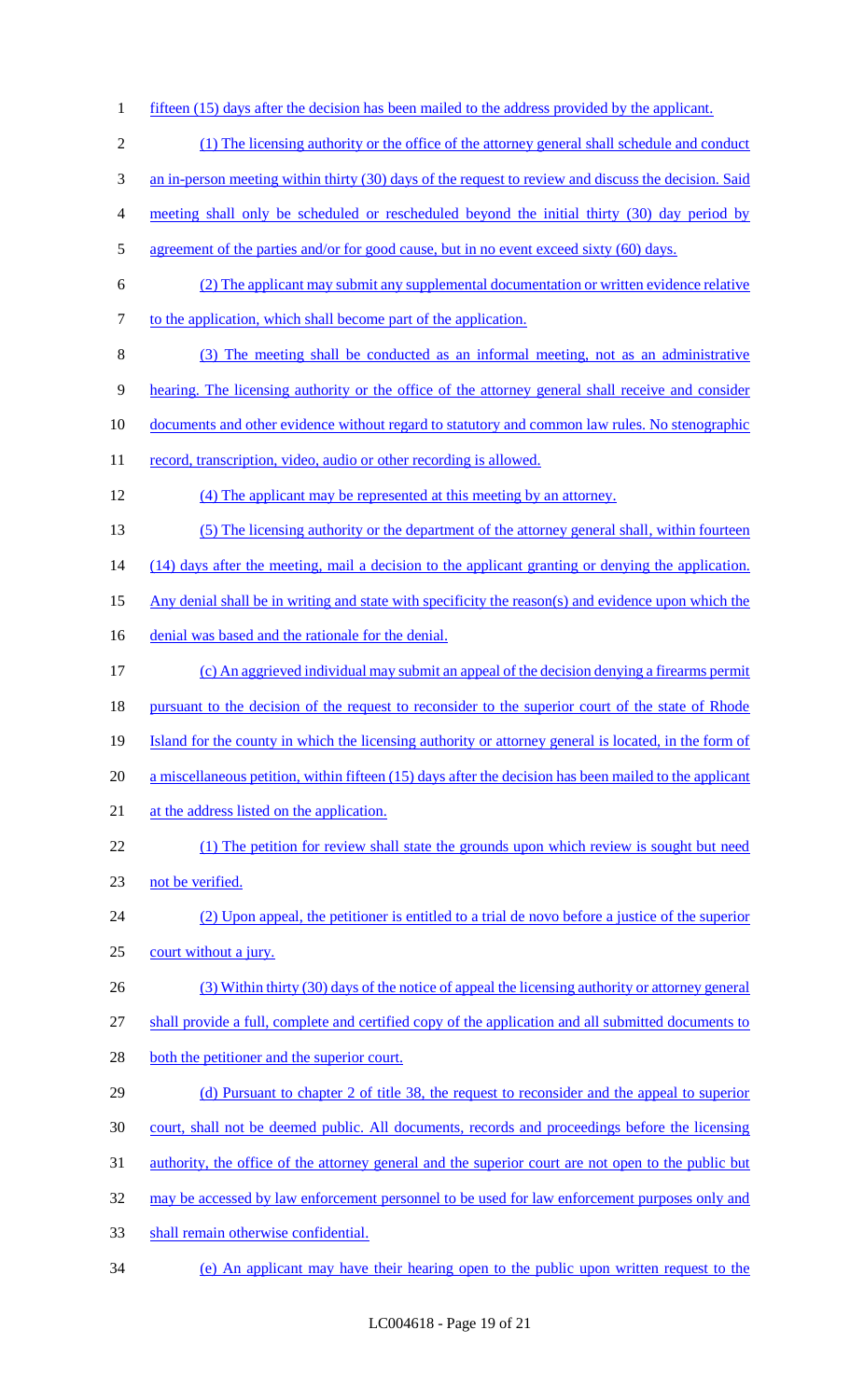fifteen (15) days after the decision has been mailed to the address provided by the applicant.

(1) The licensing authority or the office of the attorney general shall schedule and conduct an in-person meeting within thirty (30) days of the request to review and discuss the decision. Said meeting shall only be scheduled or rescheduled beyond the initial thirty (30) day period by agreement of the parties and/or for good cause, but in no event exceed sixty (60) days.

(2) The applicant may submit any supplemental documentation or written evidence relative to the application, which shall become part of the application.

(3) The meeting shall be conducted as an informal meeting, not as an administrative hearing. The licensing authority or the office of the attorney general shall receive and consider documents and other evidence without regard to statutory and common law rules. No stenographic record, transcription, video, audio or other recording is allowed.

(4) The applicant may be represented at this meeting by an attorney.

(5) The licensing authority or the department of the attorney general shall, within fourteen (14) days after the meeting, mail a decision to the applicant granting or denying the application. Any denial shall be in writing and state with specificity the reason(s) and evidence upon which the denial was based and the rationale for the denial.

(c) An aggrieved individual may submit an appeal of the decision denying a firearms permit pursuant to the decision of the request to reconsider to the superior court of the state of Rhode Island for the county in which the licensing authority or attorney general is located, in the form of a miscellaneous petition, within fifteen (15) days after the decision has been mailed to the applicant at the address listed on the application.

(1) The petition for review shall state the grounds upon which review is sought but need not be verified.

(2) Upon appeal, the petitioner is entitled to a trial de novo before a justice of the superior court without a jury.

(3) Within thirty (30) days of the notice of appeal the licensing authority or attorney general shall provide a full, complete and certified copy of the application and all submitted documents to both the petitioner and the superior court.

(d) Pursuant to chapter 2 of title 38, the request to reconsider and the appeal to superior court, shall not be deemed public. All documents, records and proceedings before the licensing authority, the office of the attorney general and the superior court are not open to the public but may be accessed by law enforcement personnel to be used for law enforcement purposes only and shall remain otherwise confidential.

(e) An applicant may have their hearing open to the public upon written request to the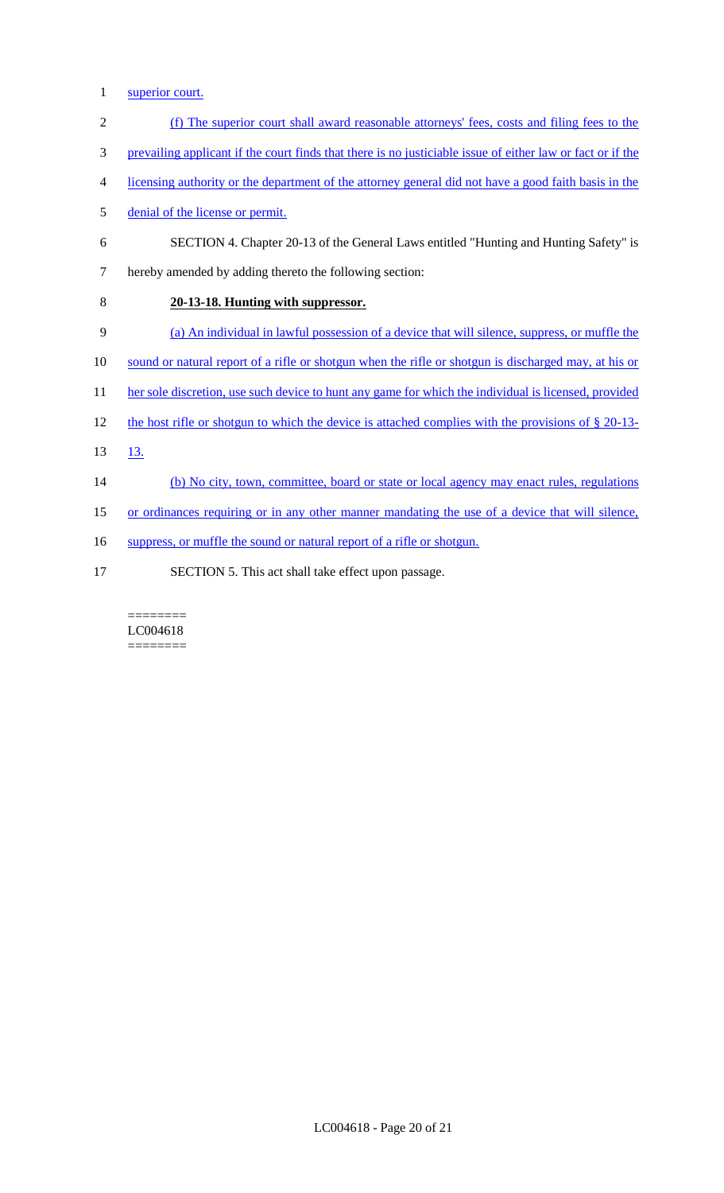superior court.

(f) The superior court shall award reasonable attorneys' fees, costs and filing fees to the prevailing applicant if the court finds that there is no justiciable issue of either law or fact or if the licensing authority or the department of the attorney general did not have a good faith basis in the denial of the license or permit.

SECTION 4. Chapter 20-13 of the General Laws entitled "Hunting and Hunting Safety" is hereby amended by adding thereto the following section:

**20-13-18. Hunting with suppressor.**

(a) An individual in lawful possession of a device that will silence, suppress, or muffle the sound or natural report of a rifle or shotgun when the rifle or shotgun is discharged may, at his or her sole discretion, use such device to hunt any game for which the individual is licensed, provided the host rifle or shotgun to which the device is attached complies with the provisions of § 20-13-13.

(b) No city, town, committee, board or state or local agency may enact rules, regulations or ordinances requiring or in any other manner mandating the use of a device that will silence, suppress, or muffle the sound or natural report of a rifle or shotgun.

SECTION 5. This act shall take effect upon passage.

========
LC004618
========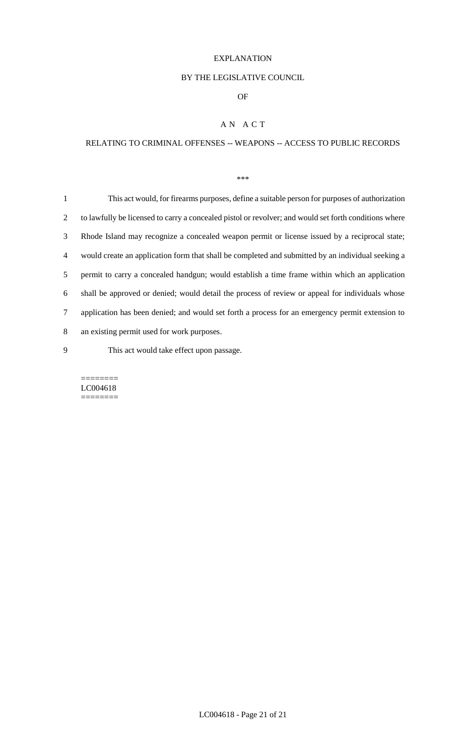EXPLANATION

BY THE LEGISLATIVE COUNCIL

OF

A N A C T

RELATING TO CRIMINAL OFFENSES -- WEAPONS -- ACCESS TO PUBLIC RECORDS

\*\*\*

This act would, for firearms purposes, define a suitable person for purposes of authorization to lawfully be licensed to carry a concealed pistol or revolver; and would set forth conditions where Rhode Island may recognize a concealed weapon permit or license issued by a reciprocal state; would create an application form that shall be completed and submitted by an individual seeking a permit to carry a concealed handgun; would establish a time frame within which an application shall be approved or denied; would detail the process of review or appeal for individuals whose application has been denied; and would set forth a process for an emergency permit extension to an existing permit used for work purposes.

This act would take effect upon passage.

========
LC004618
========